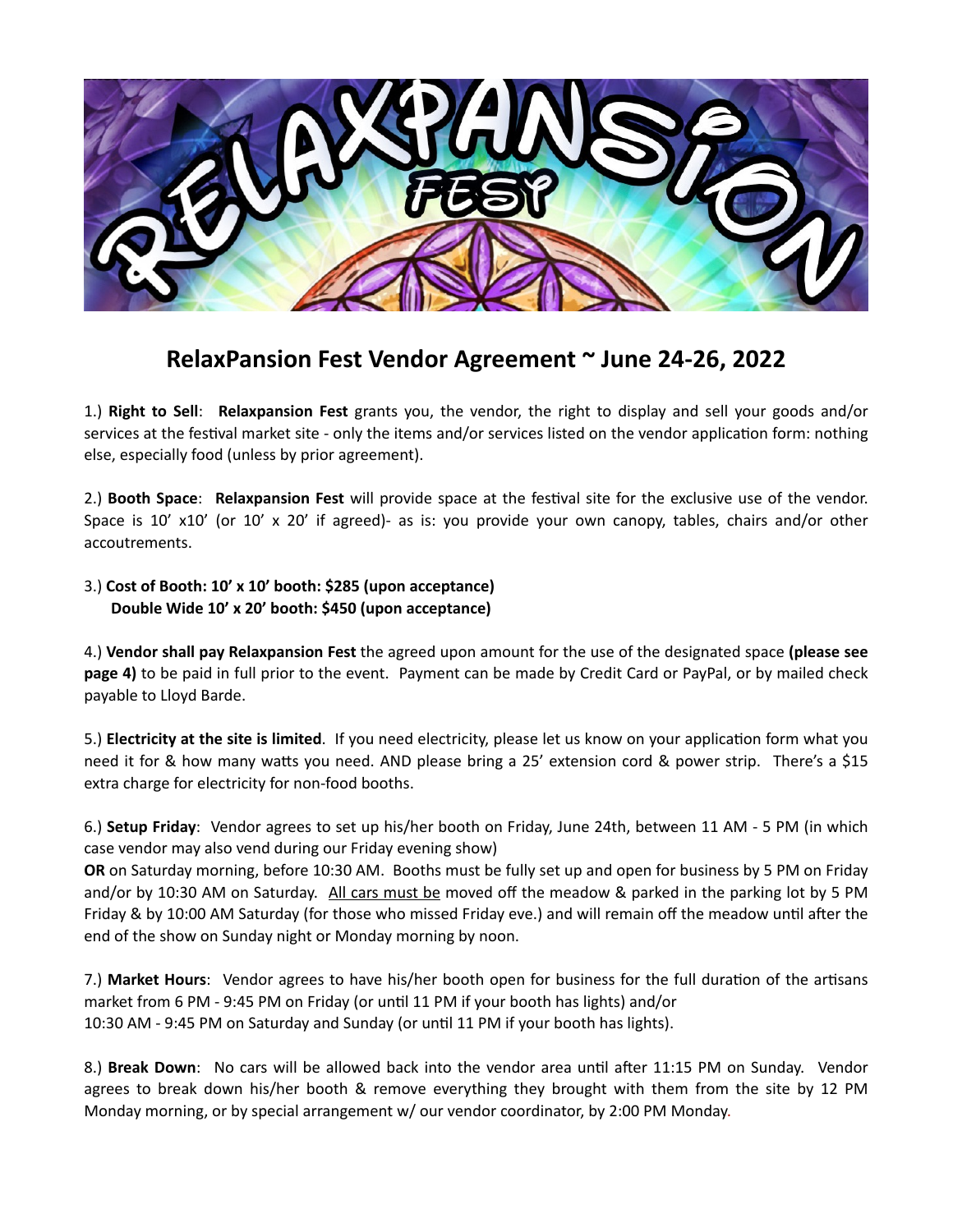# RelaxPansion Fest Vendor Agreement ~ June 24-26, 2022

1.) **Right to Sell**: **Relaxpansion Fest** grants you, the vendor, the right to display and sell your goods and/or services at the festival market site - only the items and/or services listed on the vendor application form: nothing else, especially food (unless by prior agreement).

2.) **Booth Space**: **Relaxpansion Fest** will provide space at the festival site for the exclusive use of the vendor. Space is 10' x10' (or 10' x 20' if agreed)- as is: you provide your own canopy, tables, chairs and/or other accoutrements.

3.) **Cost of Booth: 10' x 10' booth: $285 (upon acceptance)**
**Double Wide 10' x 20' booth: $450 (upon acceptance)**

4.) **Vendor shall pay Relaxpansion Fest** the agreed upon amount for the use of the designated space **(please see page 4)** to be paid in full prior to the event. Payment can be made by Credit Card or PayPal, or by mailed check payable to Lloyd Barde.

5.) **Electricity at the site is limited**. If you need electricity, please let us know on your application form what you need it for & how many watts you need. AND please bring a 25' extension cord & power strip. There's a $15 extra charge for electricity for non-food booths.

6.) **Setup Friday**: Vendor agrees to set up his/her booth on Friday, June 24th, between 11 AM - 5 PM (in which case vendor may also vend during our Friday evening show)
**OR** on Saturday morning, before 10:30 AM. Booths must be fully set up and open for business by 5 PM on Friday and/or by 10:30 AM on Saturday. All cars must be moved off the meadow & parked in the parking lot by 5 PM Friday & by 10:00 AM Saturday (for those who missed Friday eve.) and will remain off the meadow until after the end of the show on Sunday night or Monday morning by noon.

7.) **Market Hours**: Vendor agrees to have his/her booth open for business for the full duration of the artisans market from 6 PM - 9:45 PM on Friday (or until 11 PM if your booth has lights) and/or
10:30 AM - 9:45 PM on Saturday and Sunday (or until 11 PM if your booth has lights).

8.) **Break Down**: No cars will be allowed back into the vendor area until after 11:15 PM on Sunday. Vendor agrees to break down his/her booth & remove everything they brought with them from the site by 12 PM Monday morning, or by special arrangement w/ our vendor coordinator, by 2:00 PM Monday.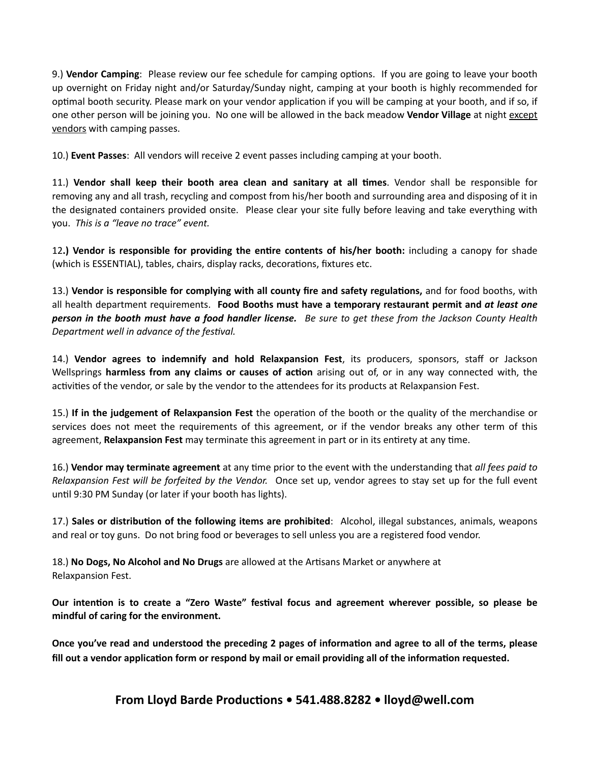9.) **Vendor Camping**: Please review our fee schedule for camping options. If you are going to leave your booth up overnight on Friday night and/or Saturday/Sunday night, camping at your booth is highly recommended for optimal booth security. Please mark on your vendor application if you will be camping at your booth, and if so, if one other person will be joining you. No one will be allowed in the back meadow **Vendor Village** at night <u>except vendors</u> with camping passes.

10.) **Event Passes**: All vendors will receive 2 event passes including camping at your booth.

11.) **Vendor shall keep their booth area clean and sanitary at all times**. Vendor shall be responsible for removing any and all trash, recycling and compost from his/her booth and surrounding area and disposing of it in the designated containers provided onsite. Please clear your site fully before leaving and take everything with you. *This is a "leave no trace" event.*

12**.) Vendor is responsible for providing the entire contents of his/her booth:** including a canopy for shade (which is ESSENTIAL), tables, chairs, display racks, decorations, fixtures etc.

13.) **Vendor is responsible for complying with all county fire and safety regulations,** and for food booths, with all health department requirements. **Food Booths must have a temporary restaurant permit and *at least one person in the booth must have a food handler license.*** *Be sure to get these from the Jackson County Health Department well in advance of the festival.*

14.) **Vendor agrees to indemnify and hold Relaxpansion Fest**, its producers, sponsors, staff or Jackson Wellsprings **harmless from any claims or causes of action** arising out of, or in any way connected with, the activities of the vendor, or sale by the vendor to the attendees for its products at Relaxpansion Fest.

15.) **If in the judgement of Relaxpansion Fest** the operation of the booth or the quality of the merchandise or services does not meet the requirements of this agreement, or if the vendor breaks any other term of this agreement, **Relaxpansion Fest** may terminate this agreement in part or in its entirety at any time.

16.) **Vendor may terminate agreement** at any time prior to the event with the understanding that *all fees paid to Relaxpansion Fest will be forfeited by the Vendor.* Once set up, vendor agrees to stay set up for the full event until 9:30 PM Sunday (or later if your booth has lights).

17.) **Sales or distribution of the following items are prohibited**: Alcohol, illegal substances, animals, weapons and real or toy guns. Do not bring food or beverages to sell unless you are a registered food vendor.

18.) **No Dogs, No Alcohol and No Drugs** are allowed at the Artisans Market or anywhere at Relaxpansion Fest.

**Our intention is to create a "Zero Waste" festival focus and agreement wherever possible, so please be mindful of caring for the environment.**

**Once you've read and understood the preceding 2 pages of information and agree to all of the terms, please fill out a vendor application form or respond by mail or email providing all of the information requested.**

**From Lloyd Barde Productions • 541.488.8282 • lloyd@well.com**